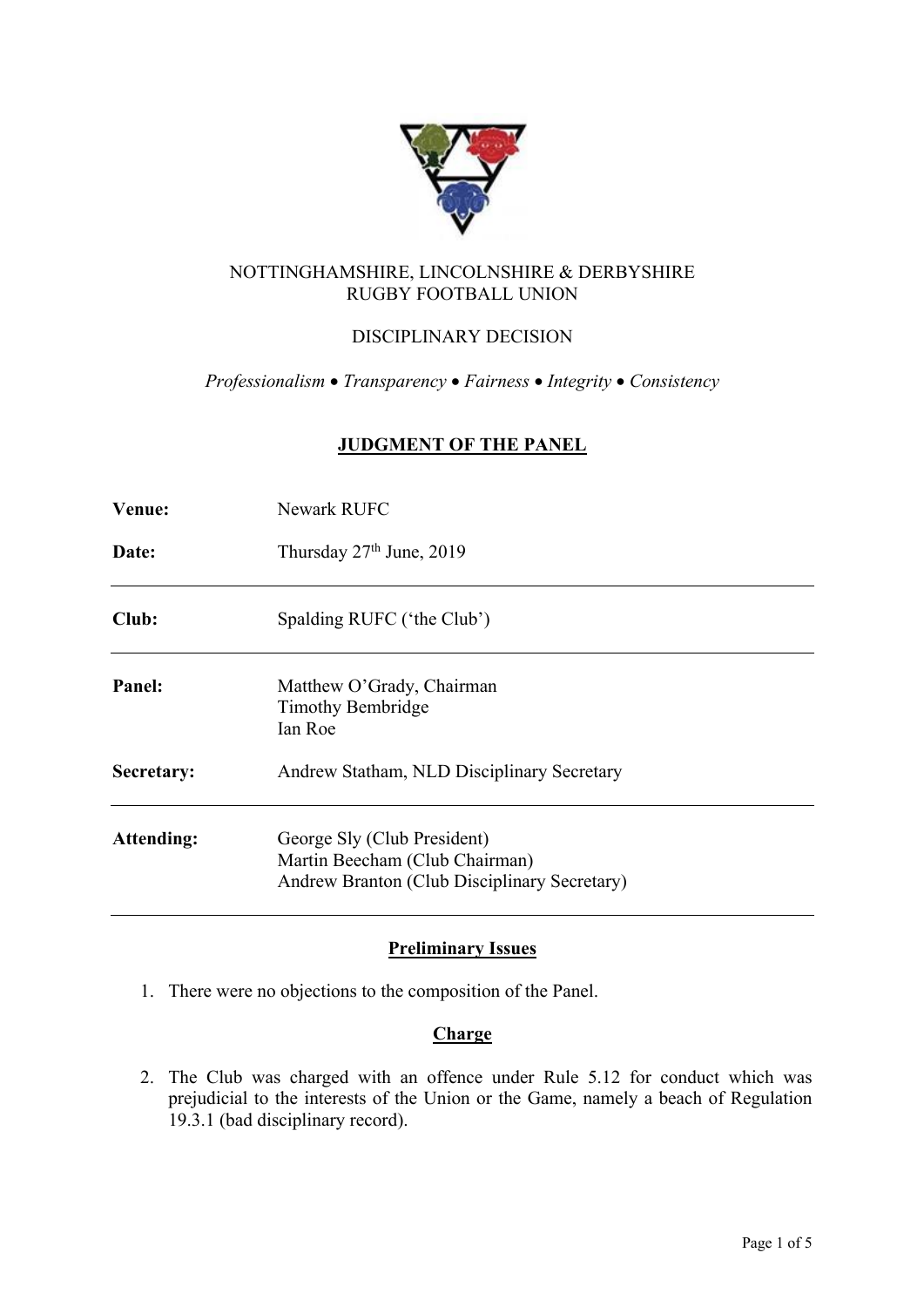NOTTINGHAMSHIRE, LINCOLNSHIRE & DERBYSHIRE
RUGBY FOOTBALL UNION

DISCIPLINARY DECISION

*Professionalism • Transparency • Fairness • Integrity • Consistency*

## JUDGMENT OF THE PANEL

| | |
|---|---|
| **Venue:** | Newark RUFC |
| **Date:** | Thursday 27th June, 2019 |
| **Club:** | Spalding RUFC ('the Club') |
| **Panel:** | Matthew O'Grady, Chairman<br>Timothy Bembridge<br>Ian Roe |
| **Secretary:** | Andrew Statham, NLD Disciplinary Secretary |
| **Attending:** | George Sly (Club President)<br>Martin Beecham (Club Chairman)<br>Andrew Branton (Club Disciplinary Secretary) |

### Preliminary Issues

1. There were no objections to the composition of the Panel.

### Charge

2. The Club was charged with an offence under Rule 5.12 for conduct which was prejudicial to the interests of the Union or the Game, namely a beach of Regulation 19.3.1 (bad disciplinary record).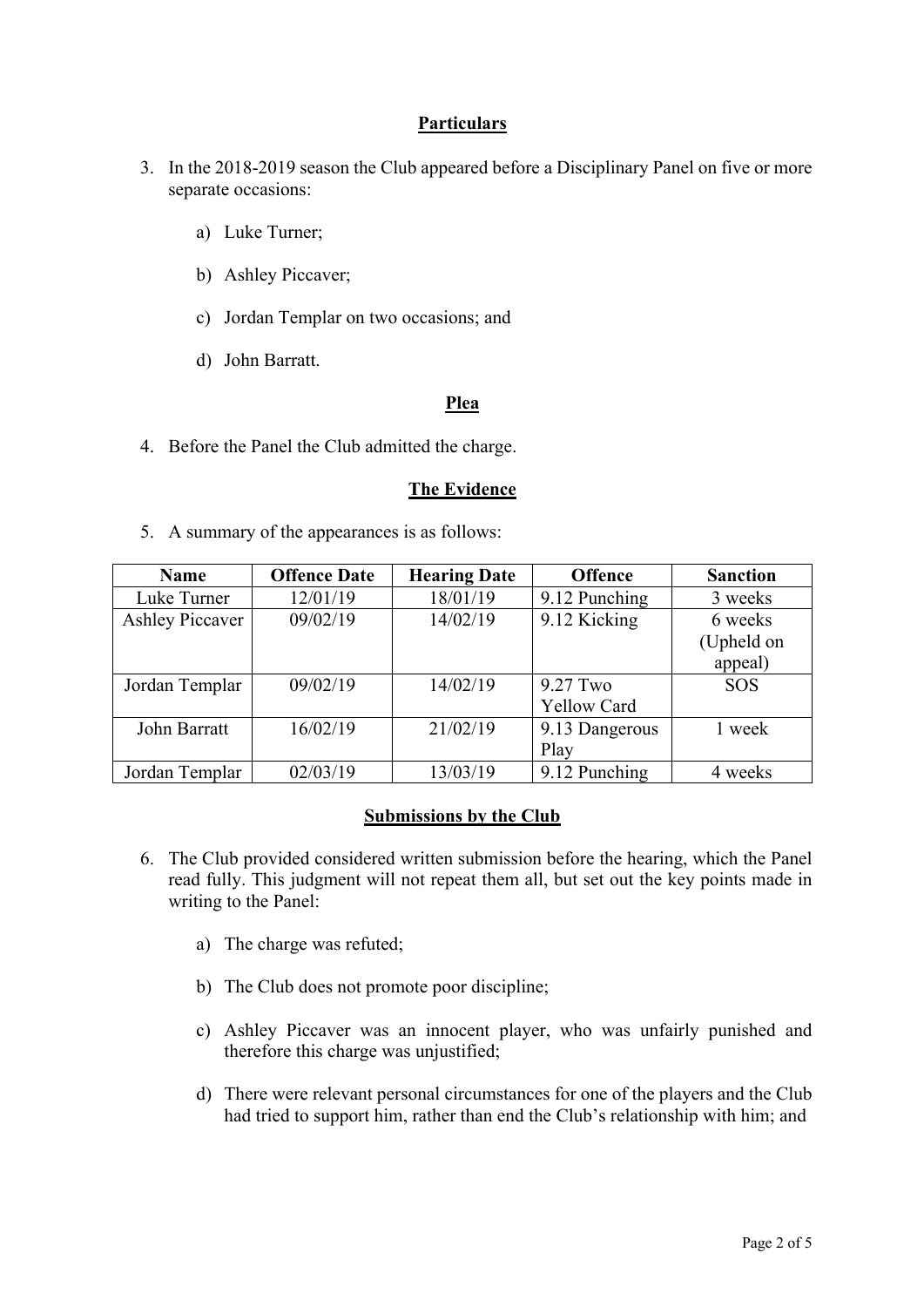## Particulars

3. In the 2018-2019 season the Club appeared before a Disciplinary Panel on five or more separate occasions:

    a) Luke Turner;

    b) Ashley Piccaver;

    c) Jordan Templar on two occasions; and

    d) John Barratt.

## Plea

4. Before the Panel the Club admitted the charge.

## The Evidence

5. A summary of the appearances is as follows:

| Name | Offence Date | Hearing Date | Offence | Sanction |
|---|---|---|---|---|
| Luke Turner | 12/01/19 | 18/01/19 | 9.12 Punching | 3 weeks |
| Ashley Piccaver | 09/02/19 | 14/02/19 | 9.12 Kicking | 6 weeks (Upheld on appeal) |
| Jordan Templar | 09/02/19 | 14/02/19 | 9.27 Two Yellow Card | SOS |
| John Barratt | 16/02/19 | 21/02/19 | 9.13 Dangerous Play | 1 week |
| Jordan Templar | 02/03/19 | 13/03/19 | 9.12 Punching | 4 weeks |

## Submissions by the Club

6. The Club provided considered written submission before the hearing, which the Panel read fully. This judgment will not repeat them all, but set out the key points made in writing to the Panel:

    a) The charge was refuted;

    b) The Club does not promote poor discipline;

    c) Ashley Piccaver was an innocent player, who was unfairly punished and therefore this charge was unjustified;

    d) There were relevant personal circumstances for one of the players and the Club had tried to support him, rather than end the Club's relationship with him; and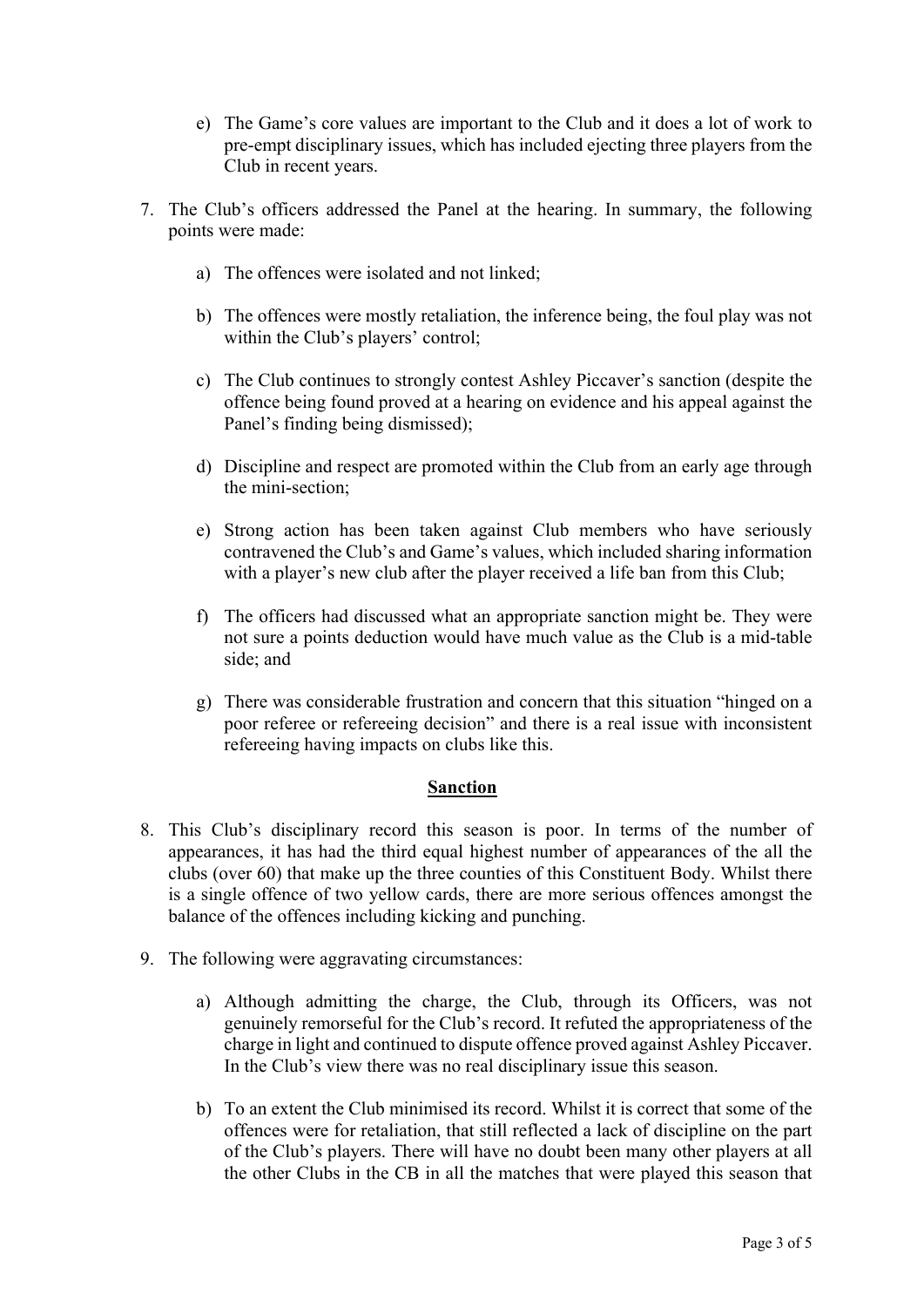e) The Game's core values are important to the Club and it does a lot of work to pre-empt disciplinary issues, which has included ejecting three players from the Club in recent years.

7. The Club's officers addressed the Panel at the hearing. In summary, the following points were made:

    a) The offences were isolated and not linked;

    b) The offences were mostly retaliation, the inference being, the foul play was not within the Club's players' control;

    c) The Club continues to strongly contest Ashley Piccaver's sanction (despite the offence being found proved at a hearing on evidence and his appeal against the Panel's finding being dismissed);

    d) Discipline and respect are promoted within the Club from an early age through the mini-section;

    e) Strong action has been taken against Club members who have seriously contravened the Club's and Game's values, which included sharing information with a player's new club after the player received a life ban from this Club;

    f) The officers had discussed what an appropriate sanction might be. They were not sure a points deduction would have much value as the Club is a mid-table side; and

    g) There was considerable frustration and concern that this situation "hinged on a poor referee or refereeing decision" and there is a real issue with inconsistent refereeing having impacts on clubs like this.

## Sanction

8. This Club's disciplinary record this season is poor. In terms of the number of appearances, it has had the third equal highest number of appearances of the all the clubs (over 60) that make up the three counties of this Constituent Body. Whilst there is a single offence of two yellow cards, there are more serious offences amongst the balance of the offences including kicking and punching.

9. The following were aggravating circumstances:

    a) Although admitting the charge, the Club, through its Officers, was not genuinely remorseful for the Club's record. It refuted the appropriateness of the charge in light and continued to dispute offence proved against Ashley Piccaver. In the Club's view there was no real disciplinary issue this season.

    b) To an extent the Club minimised its record. Whilst it is correct that some of the offences were for retaliation, that still reflected a lack of discipline on the part of the Club's players. There will have no doubt been many other players at all the other Clubs in the CB in all the matches that were played this season that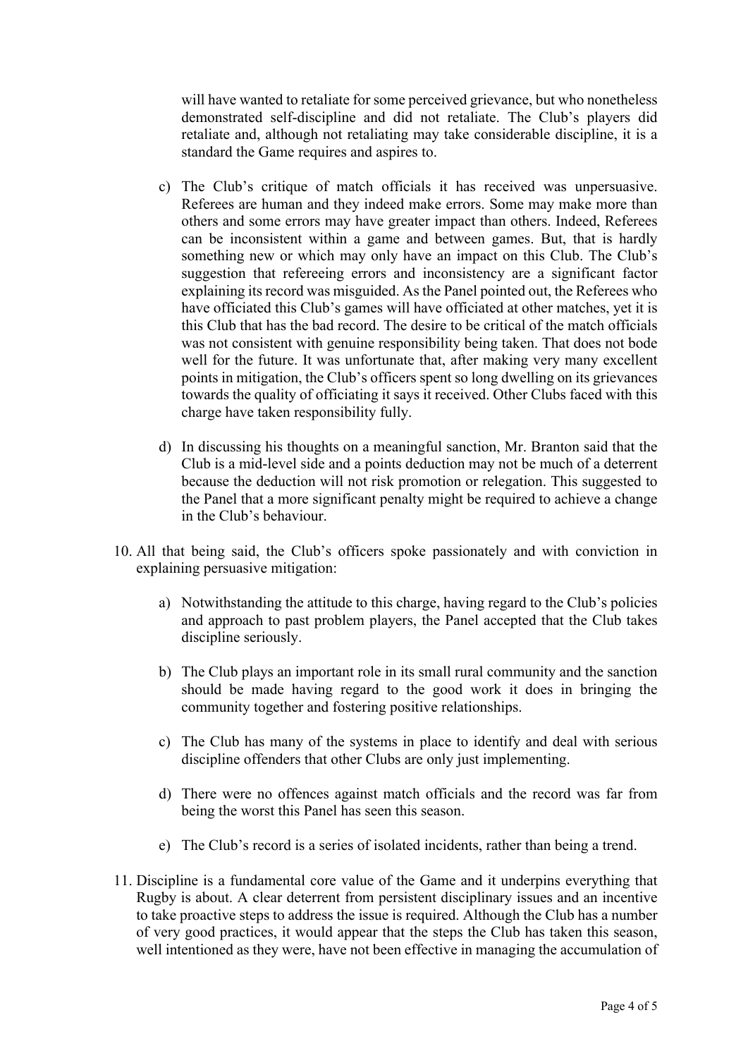will have wanted to retaliate for some perceived grievance, but who nonetheless demonstrated self-discipline and did not retaliate. The Club's players did retaliate and, although not retaliating may take considerable discipline, it is a standard the Game requires and aspires to.

c) The Club's critique of match officials it has received was unpersuasive. Referees are human and they indeed make errors. Some may make more than others and some errors may have greater impact than others. Indeed, Referees can be inconsistent within a game and between games. But, that is hardly something new or which may only have an impact on this Club. The Club's suggestion that refereeing errors and inconsistency are a significant factor explaining its record was misguided. As the Panel pointed out, the Referees who have officiated this Club's games will have officiated at other matches, yet it is this Club that has the bad record. The desire to be critical of the match officials was not consistent with genuine responsibility being taken. That does not bode well for the future. It was unfortunate that, after making very many excellent points in mitigation, the Club's officers spent so long dwelling on its grievances towards the quality of officiating it says it received. Other Clubs faced with this charge have taken responsibility fully.

d) In discussing his thoughts on a meaningful sanction, Mr. Branton said that the Club is a mid-level side and a points deduction may not be much of a deterrent because the deduction will not risk promotion or relegation. This suggested to the Panel that a more significant penalty might be required to achieve a change in the Club's behaviour.

10. All that being said, the Club's officers spoke passionately and with conviction in explaining persuasive mitigation:

    a) Notwithstanding the attitude to this charge, having regard to the Club's policies and approach to past problem players, the Panel accepted that the Club takes discipline seriously.

    b) The Club plays an important role in its small rural community and the sanction should be made having regard to the good work it does in bringing the community together and fostering positive relationships.

    c) The Club has many of the systems in place to identify and deal with serious discipline offenders that other Clubs are only just implementing.

    d) There were no offences against match officials and the record was far from being the worst this Panel has seen this season.

    e) The Club's record is a series of isolated incidents, rather than being a trend.

11. Discipline is a fundamental core value of the Game and it underpins everything that Rugby is about. A clear deterrent from persistent disciplinary issues and an incentive to take proactive steps to address the issue is required. Although the Club has a number of very good practices, it would appear that the steps the Club has taken this season, well intentioned as they were, have not been effective in managing the accumulation of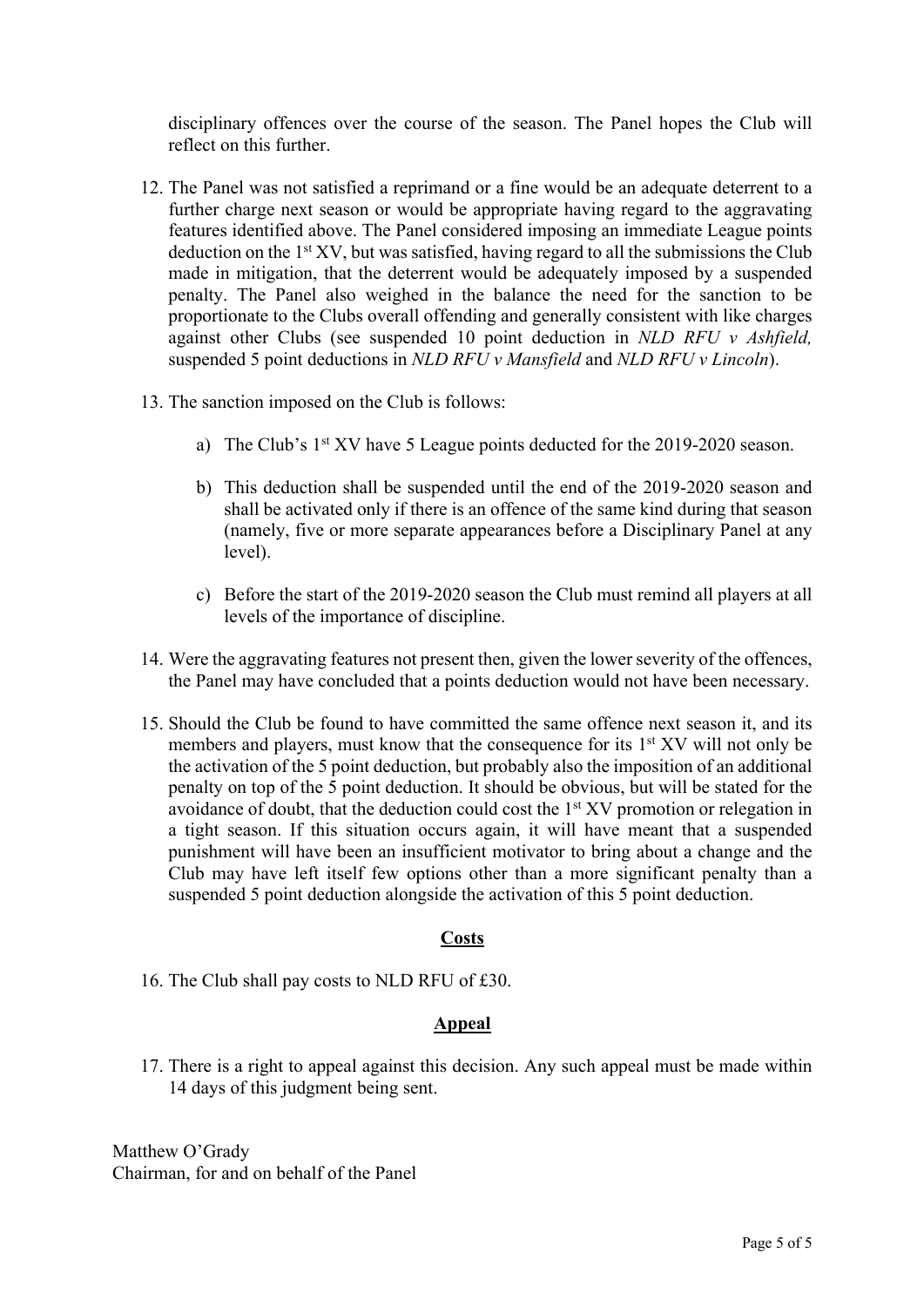disciplinary offences over the course of the season. The Panel hopes the Club will reflect on this further.

12. The Panel was not satisfied a reprimand or a fine would be an adequate deterrent to a further charge next season or would be appropriate having regard to the aggravating features identified above. The Panel considered imposing an immediate League points deduction on the 1st XV, but was satisfied, having regard to all the submissions the Club made in mitigation, that the deterrent would be adequately imposed by a suspended penalty. The Panel also weighed in the balance the need for the sanction to be proportionate to the Clubs overall offending and generally consistent with like charges against other Clubs (see suspended 10 point deduction in *NLD RFU v Ashfield,* suspended 5 point deductions in *NLD RFU v Mansfield* and *NLD RFU v Lincoln*).

13. The sanction imposed on the Club is follows:

    a) The Club's 1st XV have 5 League points deducted for the 2019-2020 season.

    b) This deduction shall be suspended until the end of the 2019-2020 season and shall be activated only if there is an offence of the same kind during that season (namely, five or more separate appearances before a Disciplinary Panel at any level).

    c) Before the start of the 2019-2020 season the Club must remind all players at all levels of the importance of discipline.

14. Were the aggravating features not present then, given the lower severity of the offences, the Panel may have concluded that a points deduction would not have been necessary.

15. Should the Club be found to have committed the same offence next season it, and its members and players, must know that the consequence for its 1st XV will not only be the activation of the 5 point deduction, but probably also the imposition of an additional penalty on top of the 5 point deduction. It should be obvious, but will be stated for the avoidance of doubt, that the deduction could cost the 1st XV promotion or relegation in a tight season. If this situation occurs again, it will have meant that a suspended punishment will have been an insufficient motivator to bring about a change and the Club may have left itself few options other than a more significant penalty than a suspended 5 point deduction alongside the activation of this 5 point deduction.

## Costs

16. The Club shall pay costs to NLD RFU of £30.

## Appeal

17. There is a right to appeal against this decision. Any such appeal must be made within 14 days of this judgment being sent.

Matthew O'Grady
Chairman, for and on behalf of the Panel